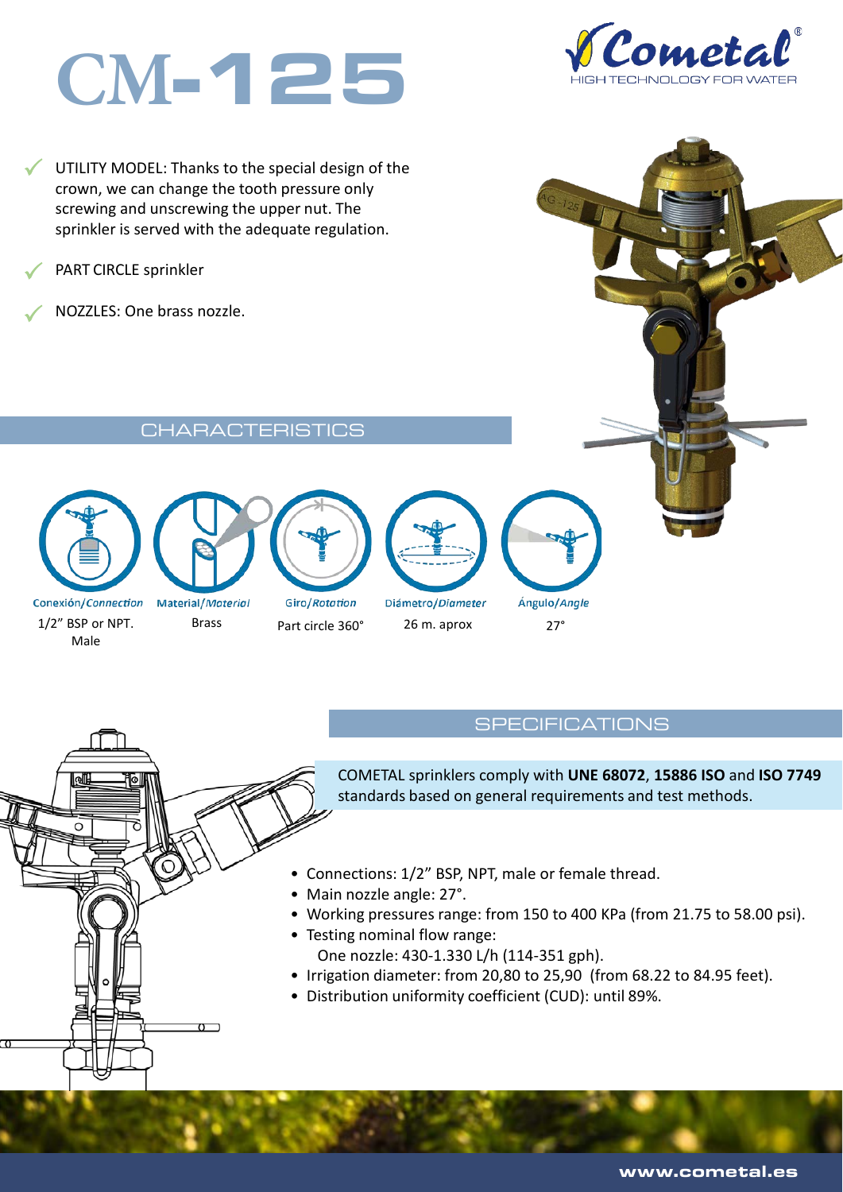# CM-125

Cometal® HIGH TECHNOLOGY FOR WATER

- UTILITY MODEL: Thanks to the special design of the crown, we can change the tooth pressure only screwing and unscrewing the upper nut. The sprinkler is served with the adequate regulation.
- PART CIRCLE sprinkler
- NOZZLES: One brass nozzle.

## CHARACTERISTICS

| Conexión/*Connection* | Material/*Material* | Giro/*Rotation* | Diámetro/*Diameter* | Ángulo/*Angle* |
|---|---|---|---|---|
| 1/2" BSP or NPT. Male | Brass | Part circle 360° | 26 m. aprox | 27° |

## SPECIFICATIONS

COMETAL sprinklers comply with **UNE 68072**, **15886 ISO** and **ISO 7749** standards based on general requirements and test methods.

- Connections: 1/2" BSP, NPT, male or female thread.
- Main nozzle angle: 27°.
- Working pressures range: from 150 to 400 KPa (from 21.75 to 58.00 psi).
- Testing nominal flow range:
  One nozzle: 430-1.330 L/h (114-351 gph).
- Irrigation diameter: from 20,80 to 25,90 (from 68.22 to 84.95 feet).
- Distribution uniformity coefficient (CUD): until 89%.

www.cometal.es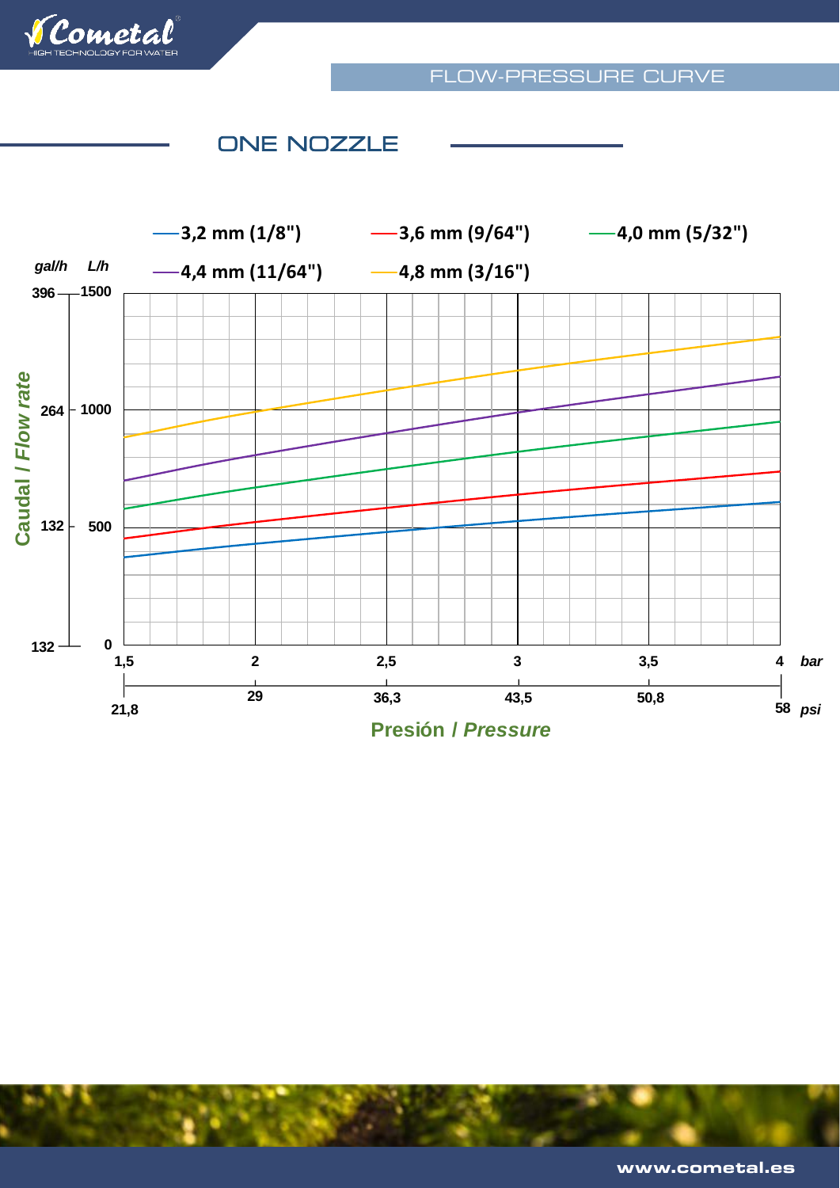# FLOW-PRESSURE CURVE

## ONE NOZZLE

—3,2 mm (1/8") —3,6 mm (9/64") —4,0 mm (5/32")
—4,4 mm (11/64") —4,8 mm (3/16")

| gal/h | L/h |
|---|---|
| 396 | 1500 |
| 264 | 1000 |
| 132 | 500 |
| 132 | 0 |

**Caudal / *Flow rate***

| bar | 1,5 | 2 | 2,5 | 3 | 3,5 | 4 |
|---|---|---|---|---|---|---|
| psi | 21,8 | 29 | 36,3 | 43,5 | 50,8 | 58 |

**Presión / *Pressure***

www.cometal.es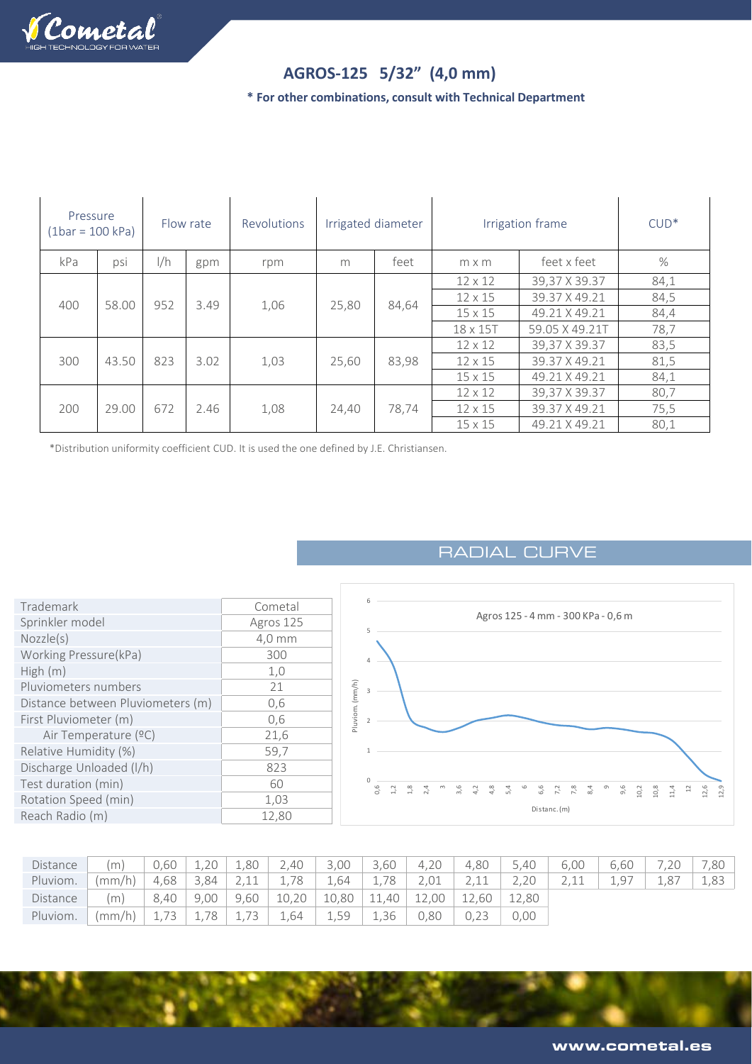## AGROS-125 5/32" (4,0 mm)

**\* For other combinations, consult with Technical Department**

| Pressure (1bar = 100 kPa) | | Flow rate | | Revolutions | Irrigated diameter | | Irrigation frame | | CUD* |
|---|---|---|---|---|---|---|---|---|---|
| kPa | psi | l/h | gpm | rpm | m | feet | m x m | feet x feet | % |
| 400 | 58.00 | 952 | 3.49 | 1,06 | 25,80 | 84,64 | 12 x 12 | 39,37 X 39.37 | 84,1 |
| | | | | | | | 12 x 15 | 39.37 X 49.21 | 84,5 |
| | | | | | | | 15 x 15 | 49.21 X 49.21 | 84,4 |
| | | | | | | | 18 x 15T | 59.05 X 49.21T | 78,7 |
| 300 | 43.50 | 823 | 3.02 | 1,03 | 25,60 | 83,98 | 12 x 12 | 39,37 X 39.37 | 83,5 |
| | | | | | | | 12 x 15 | 39.37 X 49.21 | 81,5 |
| | | | | | | | 15 x 15 | 49.21 X 49.21 | 84,1 |
| 200 | 29.00 | 672 | 2.46 | 1,08 | 24,40 | 78,74 | 12 x 12 | 39,37 X 39.37 | 80,7 |
| | | | | | | | 12 x 15 | 39.37 X 49.21 | 75,5 |
| | | | | | | | 15 x 15 | 49.21 X 49.21 | 80,1 |

*Distribution uniformity coefficient CUD. It is used the one defined by J.E. Christiansen.

## RADIAL CURVE

| | |
|---|---|
| Trademark | Cometal |
| Sprinkler model | Agros 125 |
| Nozzle(s) | 4,0 mm |
| Working Pressure(kPa) | 300 |
| High (m) | 1,0 |
| Pluviometers numbers | 21 |
| Distance between Pluviometers (m) | 0,6 |
| First Pluviometer (m) | 0,6 |
| Air Temperature (ºC) | 21,6 |
| Relative Humidity (%) | 59,7 |
| Discharge Unloaded (l/h) | 823 |
| Test duration (min) | 60 |
| Rotation Speed (min) | 1,03 |
| Reach Radio (m) | 12,80 |

Agros 125 - 4 mm - 300 KPa - 0,6 m

Pluviom. (mm/h)

Distanc. (m)

| | | | | | | | | | | | | | |
|---|---|---|---|---|---|---|---|---|---|---|---|---|---|
| Distance | (m) | 0,60 | 1,20 | 1,80 | 2,40 | 3,00 | 3,60 | 4,20 | 4,80 | 5,40 | 6,00 | 6,60 | 7,20 | 7,80 |
| Pluviom. | (mm/h) | 4,68 | 3,84 | 2,11 | 1,78 | 1,64 | 1,78 | 2,01 | 2,11 | 2,20 | 2,11 | 1,97 | 1,87 | 1,83 |
| Distance | (m) | 8,40 | 9,00 | 9,60 | 10,20 | 10,80 | 11,40 | 12,00 | 12,60 | 12,80 | | | | |
| Pluviom. | (mm/h) | 1,73 | 1,78 | 1,73 | 1,64 | 1,59 | 1,36 | 0,80 | 0,23 | 0,00 | | | | |